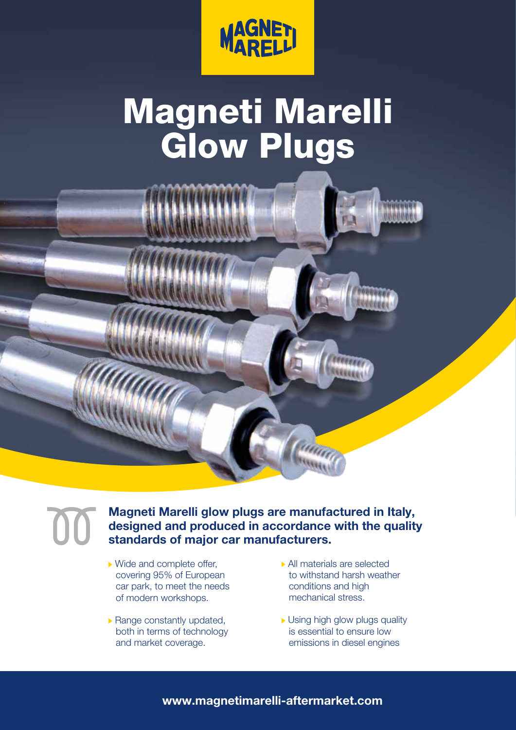MAGNETI MARELLI

# Magneti Marelli Glow Plugs

**Magneti Marelli glow plugs are manufactured in Italy, designed and produced in accordance with the quality standards of major car manufacturers.**

- Wide and complete offer, covering 95% of European car park, to meet the needs of modern workshops.
- Range constantly updated, both in terms of technology and market coverage.
- All materials are selected to withstand harsh weather conditions and high mechanical stress.
- Using high glow plugs quality is essential to ensure low emissions in diesel engines

**www.magnetimarelli-aftermarket.com**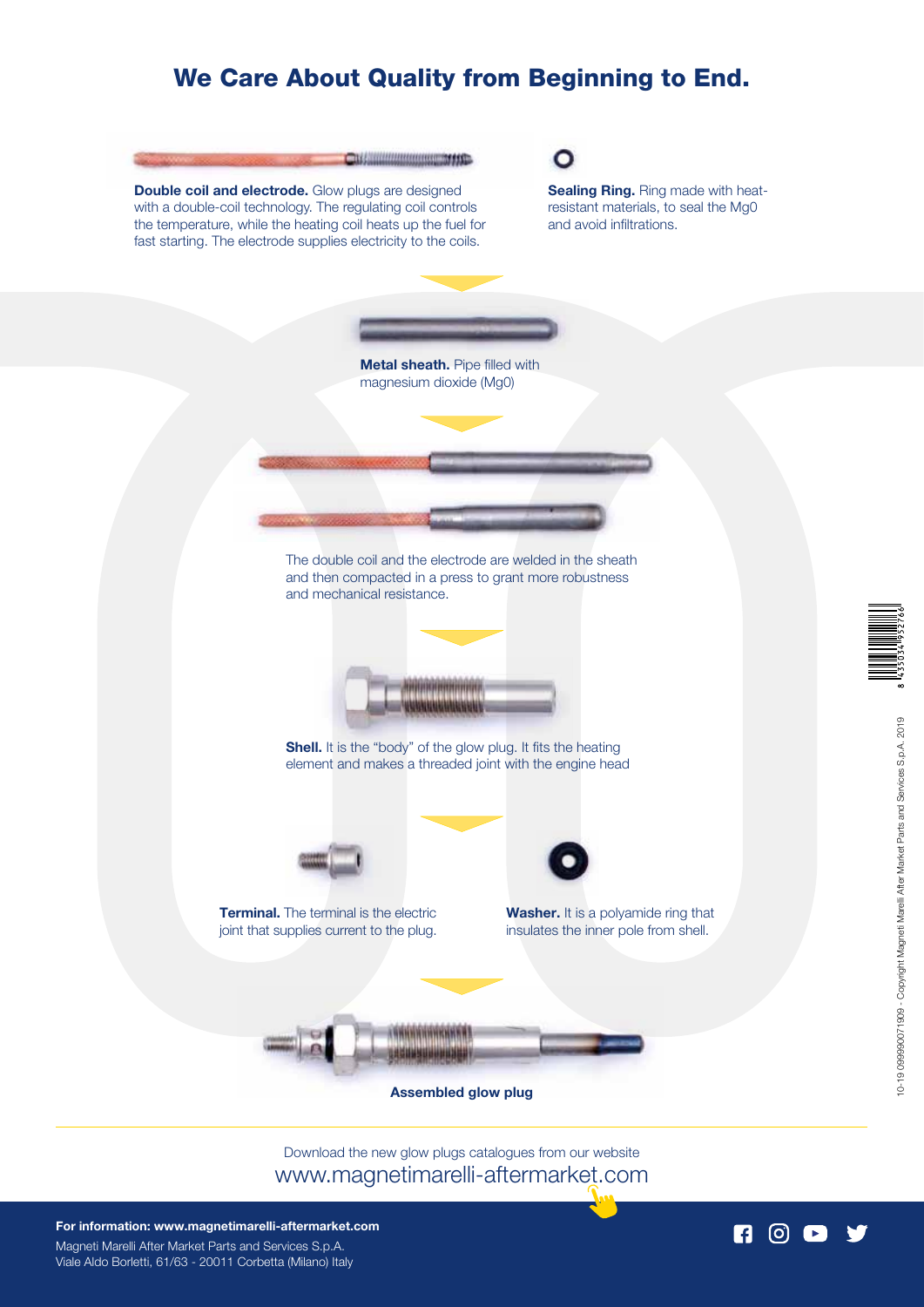# We Care About Quality from Beginning to End.

**Double coil and electrode.** Glow plugs are designed with a double-coil technology. The regulating coil controls the temperature, while the heating coil heats up the fuel for fast starting. The electrode supplies electricity to the coils.

**Sealing Ring.** Ring made with heat-resistant materials, to seal the Mg0 and avoid infiltrations.

**Metal sheath.** Pipe filled with magnesium dioxide (Mg0)

The double coil and the electrode are welded in the sheath and then compacted in a press to grant more robustness and mechanical resistance.

**Shell.** It is the "body" of the glow plug. It fits the heating element and makes a threaded joint with the engine head

**Terminal.** The terminal is the electric joint that supplies current to the plug.

**Washer.** It is a polyamide ring that insulates the inner pole from shell.

**Assembled glow plug**

Download the new glow plugs catalogues from our website
www.magnetimarelli-aftermarket.com

**For information: www.magnetimarelli-aftermarket.com**

Magneti Marelli After Market Parts and Services S.p.A.
Viale Aldo Borletti, 61/63 - 20011 Corbetta (Milano) Italy

10-19 0999900071909 - Copyright Magneti Marelli After Market Parts and Services S.p.A. 2019